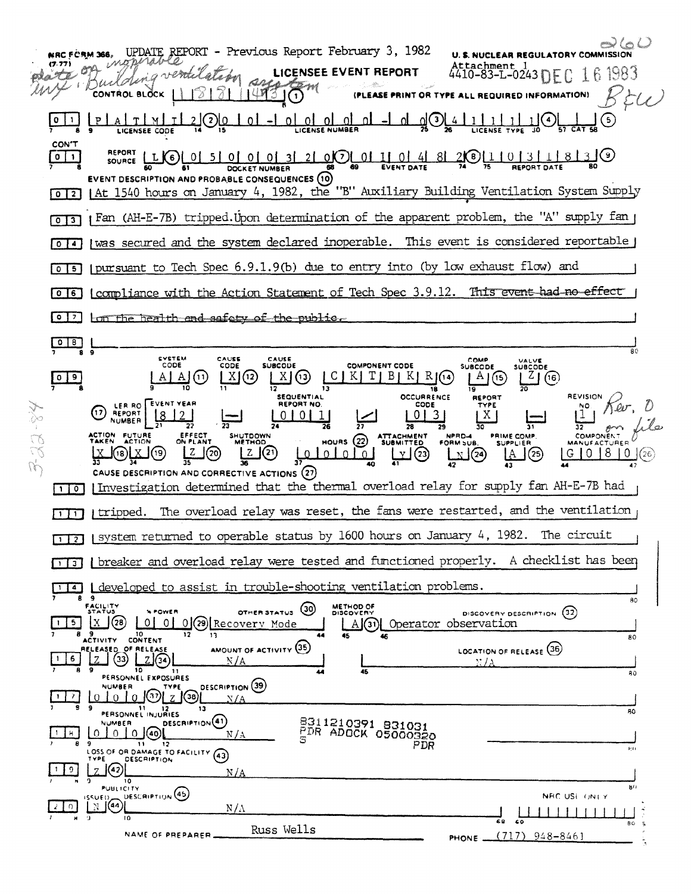NRC FORM 366 (7-77) UPDATE REPORT - Previous Report February 3, 1982

U. S. NUCLEAR REGULATORY COMMISSION

Attachment 1
4410-83-L-0243 DEC 16 1983

state on inoperable Building ventilation system

# LICENSEE EVENT REPORT

CONTROL BLOCK | 1 8 8 1 4 4 3 | (1) (PLEASE PRINT OR TYPE ALL REQUIRED INFORMATION)

| 0 | 1 | P A T M I 2 (2) 0 0 - 0 0 0 0 0 - 0 0 (3) 4 1 1 1 1 (4) (5)

LICENSEE CODE | LICENSE NUMBER | LICENSE TYPE | CAT

CON'T

| 0 | 1 | REPORT SOURCE L (6) 0 5 0 0 0 3 2 0 (7) 0 1 0 4 8 2 (8) 1 0 3 1 8 3 (9)

DOCKET NUMBER | EVENT DATE | REPORT DATE

EVENT DESCRIPTION AND PROBABLE CONSEQUENCES (10)

| 0 | 2 | At 1540 hours on January 4, 1982, the "B" Auxiliary Building Ventilation System Supply

| 0 | 3 | Fan (AH-E-7B) tripped. Upon determination of the apparent problem, the "A" supply fan

| 0 | 4 | was secured and the system declared inoperable. This event is considered reportable

| 0 | 5 | pursuant to Tech Spec 6.9.1.9(b) due to entry into (by low exhaust flow) and

| 0 | 6 | compliance with the Action Statement of Tech Spec 3.9.12. ~~This event had no effect~~

| 0 | 7 | ~~on the health and safety of the public.~~

| 0 | 8 |

| 0 | 9 |

| SYSTEM CODE | CAUSE CODE | CAUSE SUBCODE | COMPONENT CODE | COMP SUBCODE | VALVE SUBCODE |
|---|---|---|---|---|---|
| A A (11) | X (12) | X (13) | C K T B K R (14) | A (15) | Z (16) |

| (17) LER RO REPORT NUMBER | EVENT YEAR | | SEQUENTIAL REPORT NO. | | OCCURRENCE CODE | REPORT TYPE | | REVISION NO. |
|---|---|---|---|---|---|---|---|---|
| | 8 2 | — | 0 0 1 | / | 0 3 | X | — | 1 |

Rev. 0 on file

| ACTION TAKEN | FUTURE ACTION | EFFECT ON PLANT | SHUTDOWN METHOD | HOURS (22) | ATTACHMENT SUBMITTED | NPRD-4 FORM SUB. | PRIME COMP. SUPPLIER | COMPONENT MANUFACTURER |
|---|---|---|---|---|---|---|---|---|
| X (18) | X (19) | Z (20) | Z (21) | 0 0 0 0 0 | Y (23) | N (24) | A (25) | G 0 8 0 (26) |

CAUSE DESCRIPTION AND CORRECTIVE ACTIONS (27)

| 1 | 0 | Investigation determined that the thermal overload relay for supply fan AH-E-7B had

| 1 | 1 | tripped. The overload relay was reset, the fans were restarted, and the ventilation

| 1 | 2 | system returned to operable status by 1600 hours on January 4, 1982. The circuit

| 1 | 3 | breaker and overload relay were tested and functioned properly. A checklist has been

| 1 | 4 | developed to assist in trouble-shooting ventilation problems.

| FACILITY STATUS | % POWER | OTHER STATUS (30) | METHOD OF DISCOVERY | DISCOVERY DESCRIPTION (32) |
|---|---|---|---|---|
| 1 5 X (28) | 0 0 0 (29) | Recovery Mode | A (31) | Operator observation |

| ACTIVITY RELEASED | CONTENT OF RELEASE | AMOUNT OF ACTIVITY (35) | LOCATION OF RELEASE (36) |
|---|---|---|---|
| 1 6 Z (33) | Z (34) | N/A | N/A |

PERSONNEL EXPOSURES

| NUMBER | TYPE | DESCRIPTION (39) |
|---|---|---|
| 1 7 0 0 0 (37) | Z (38) | N/A |

PERSONNEL INJURIES

| NUMBER | DESCRIPTION (41) |
|---|---|
| 1 8 0 0 0 (40) | N/A |

8311210391 831031
PDR ADOCK 05000320
S PDR

LOSS OF OR DAMAGE TO FACILITY (43)

| TYPE | DESCRIPTION |
|---|---|
| 1 9 Z (42) | N/A |

PUBLICITY

| ISSUED | DESCRIPTION (45) |
|---|---|
| 2 0 N (44) | N/A |

NRC USE ONLY

NAME OF PREPARER Russ Wells PHONE (717) 948-8461

3-22-84

260

BEW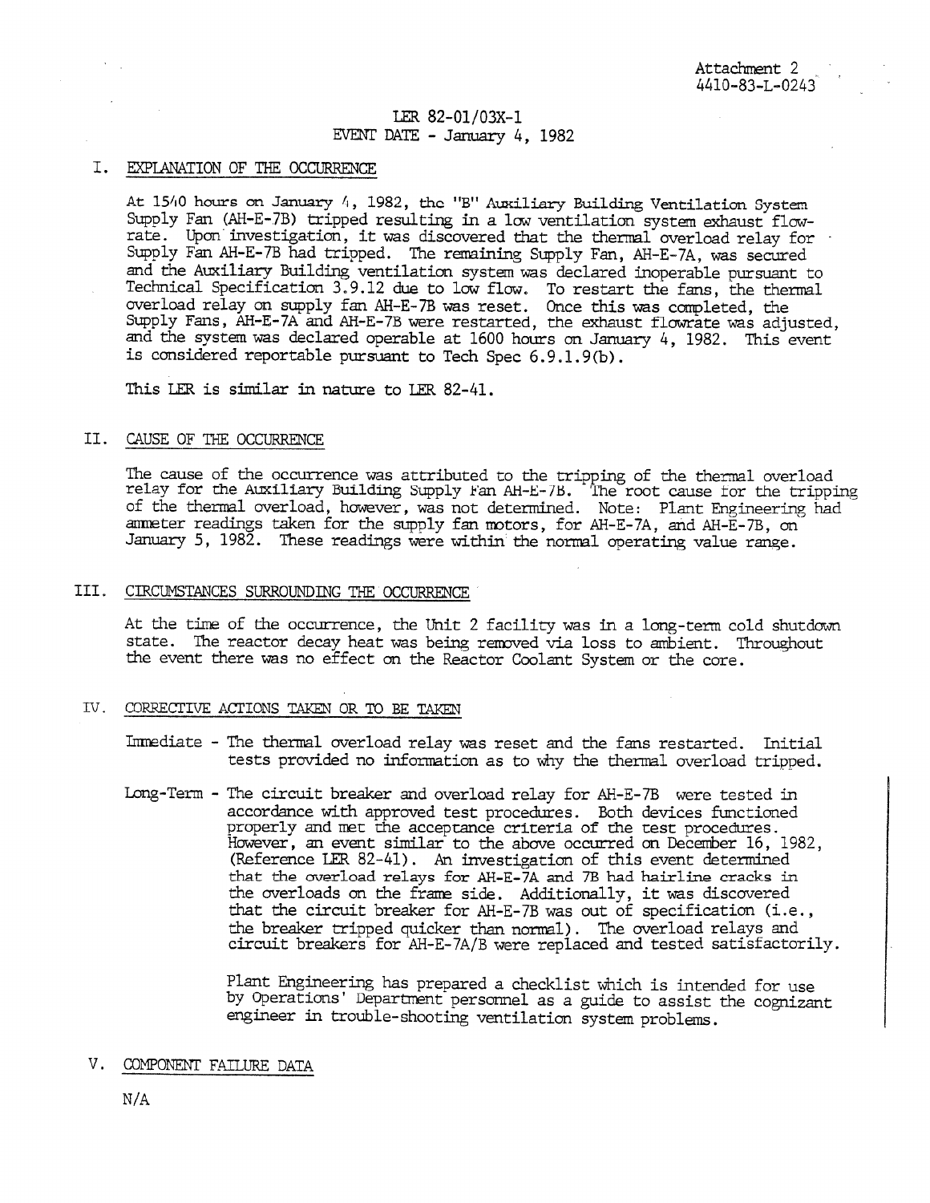Attachment 2
4410-83-L-0243

LER 82-01/03X-1
EVENT DATE - January 4, 1982

## I. EXPLANATION OF THE OCCURRENCE

At 1540 hours on January 4, 1982, the "B" Auxiliary Building Ventilation System Supply Fan (AH-E-7B) tripped resulting in a low ventilation system exhaust flow-rate. Upon investigation, it was discovered that the thermal overload relay for Supply Fan AH-E-7B had tripped. The remaining Supply Fan, AH-E-7A, was secured and the Auxiliary Building ventilation system was declared inoperable pursuant to Technical Specification 3.9.12 due to low flow. To restart the fans, the thermal overload relay on supply fan AH-E-7B was reset. Once this was completed, the Supply Fans, AH-E-7A and AH-E-7B were restarted, the exhaust flowrate was adjusted, and the system was declared operable at 1600 hours on January 4, 1982. This event is considered reportable pursuant to Tech Spec 6.9.1.9(b).

This LER is similar in nature to LER 82-41.

## II. CAUSE OF THE OCCURRENCE

The cause of the occurrence was attributed to the tripping of the thermal overload relay for the Auxiliary Building Supply Fan AH-E-7B. The root cause for the tripping of the thermal overload, however, was not determined. Note: Plant Engineering had ammeter readings taken for the supply fan motors, for AH-E-7A, and AH-E-7B, on January 5, 1982. These readings were within the normal operating value range.

## III. CIRCUMSTANCES SURROUNDING THE OCCURRENCE

At the time of the occurrence, the Unit 2 facility was in a long-term cold shutdown state. The reactor decay heat was being removed via loss to ambient. Throughout the event there was no effect on the Reactor Coolant System or the core.

## IV. CORRECTIVE ACTIONS TAKEN OR TO BE TAKEN

Immediate - The thermal overload relay was reset and the fans restarted. Initial tests provided no information as to why the thermal overload tripped.

Long-Term - The circuit breaker and overload relay for AH-E-7B were tested in accordance with approved test procedures. Both devices functioned properly and met the acceptance criteria of the test procedures. However, an event similar to the above occurred on December 16, 1982, (Reference LER 82-41). An investigation of this event determined that the overload relays for AH-E-7A and 7B had hairline cracks in the overloads on the frame side. Additionally, it was discovered that the circuit breaker for AH-E-7B was out of specification (i.e., the breaker tripped quicker than normal). The overload relays and circuit breakers for AH-E-7A/B were replaced and tested satisfactorily.

Plant Engineering has prepared a checklist which is intended for use by Operations' Department personnel as a guide to assist the cognizant engineer in trouble-shooting ventilation system problems.

## V. COMPONENT FAILURE DATA

N/A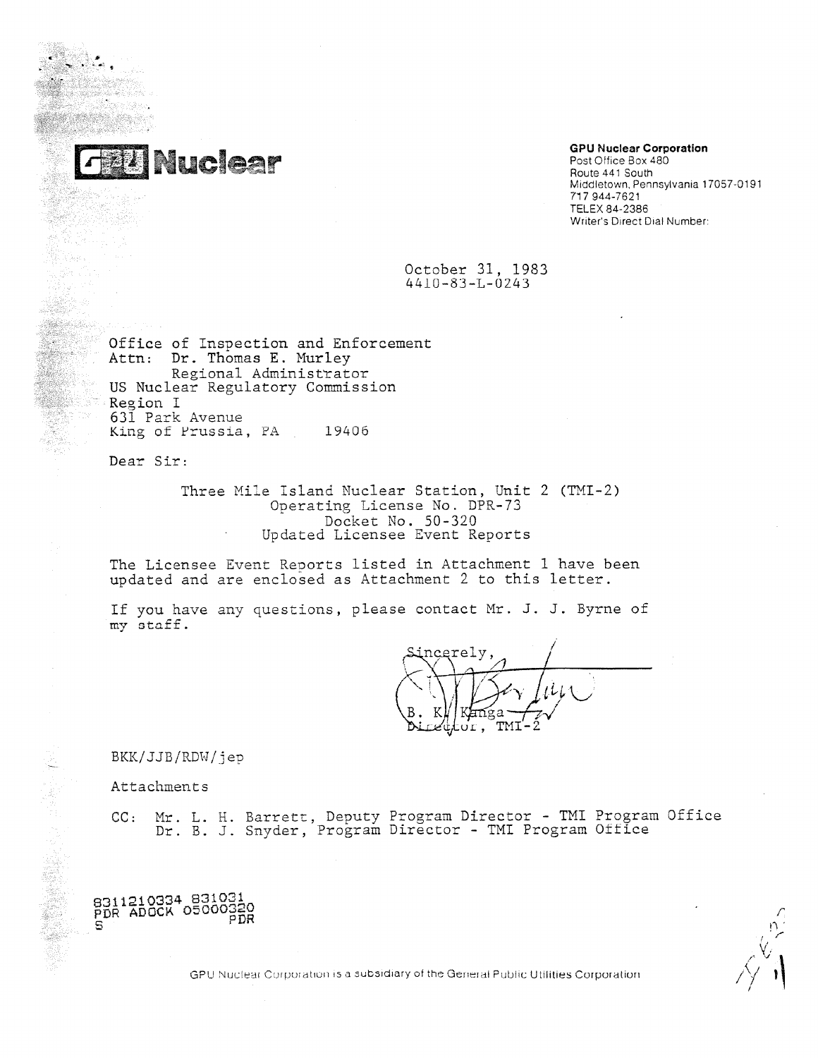**GPU Nuclear**

**GPU Nuclear Corporation**
Post Office Box 480
Route 441 South
Middletown, Pennsylvania 17057-0191
717 944-7621
TELEX 84-2386
Writer's Direct Dial Number:

October 31, 1983
4410-83-L-0243

Office of Inspection and Enforcement
Attn: Dr. Thomas E. Murley
Regional Administrator
US Nuclear Regulatory Commission
Region I
631 Park Avenue
King of Prussia, PA 19406

Dear Sir:

Three Mile Island Nuclear Station, Unit 2 (TMI-2)
Operating License No. DPR-73
Docket No. 50-320
Updated Licensee Event Reports

The Licensee Event Reports listed in Attachment 1 have been updated and are enclosed as Attachment 2 to this letter.

If you have any questions, please contact Mr. J. J. Byrne of my staff.

Sincerely,

B. K. Kanga
Director, TMI-2

BKK/JJB/RDW/jep

Attachments

CC: Mr. L. H. Barrett, Deputy Program Director - TMI Program Office
Dr. B. J. Snyder, Program Director - TMI Program Office

8311210334 831031
PDR ADOCK 05000320
S PDR

GPU Nuclear Corporation is a subsidiary of the General Public Utilities Corporation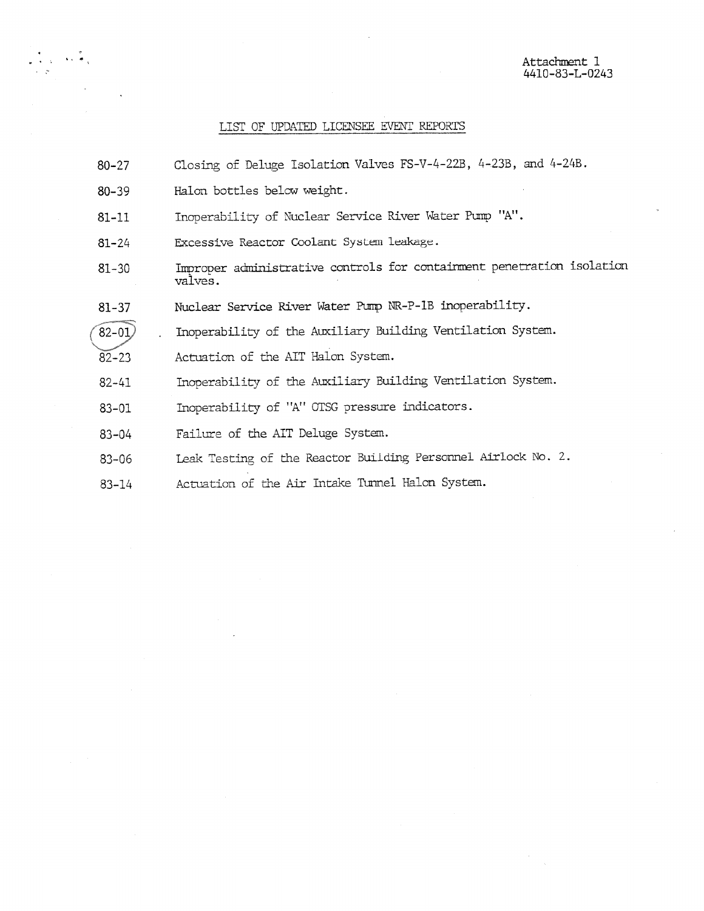Attachment 1
4410-83-L-0243

## LIST OF UPDATED LICENSEE EVENT REPORTS

| | |
|---|---|
| 80-27 | Closing of Deluge Isolation Valves FS-V-4-22B, 4-23B, and 4-24B. |
| 80-39 | Halon bottles below weight. |
| 81-11 | Inoperability of Nuclear Service River Water Pump "A". |
| 81-24 | Excessive Reactor Coolant System leakage. |
| 81-30 | Improper administrative controls for containment penetration isolation valves. |
| 81-37 | Nuclear Service River Water Pump NR-P-1B inoperability. |
| 82-01 | Inoperability of the Auxiliary Building Ventilation System. |
| 82-23 | Actuation of the AIT Halon System. |
| 82-41 | Inoperability of the Auxiliary Building Ventilation System. |
| 83-01 | Inoperability of "A" OTSG pressure indicators. |
| 83-04 | Failure of the AIT Deluge System. |
| 83-06 | Leak Testing of the Reactor Building Personnel Airlock No. 2. |
| 83-14 | Actuation of the Air Intake Tunnel Halon System. |